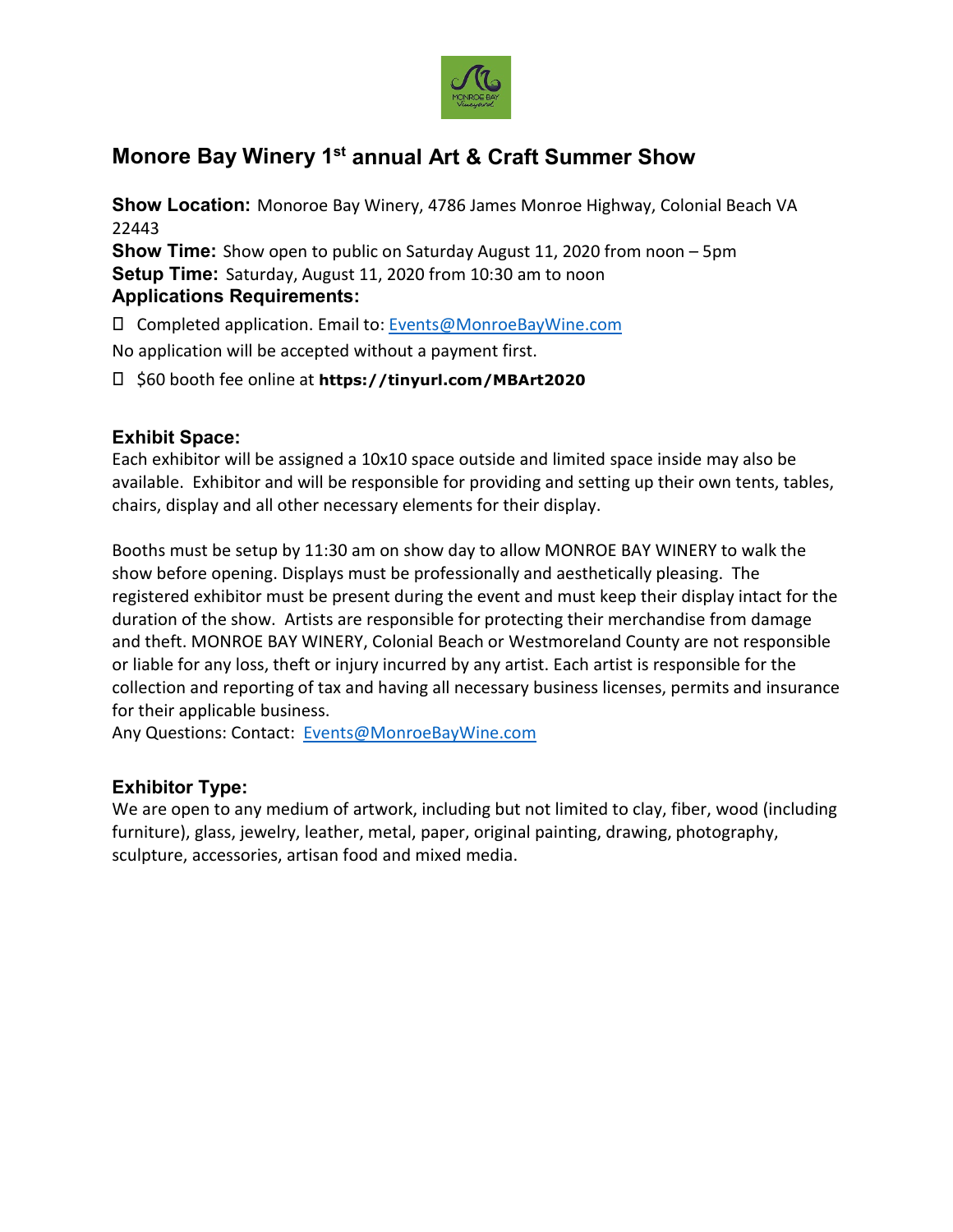# Monore Bay Winery 1st annual Art & Craft Summer Show

**Show Location:** Monoroe Bay Winery, 4786 James Monroe Highway, Colonial Beach VA 22443
**Show Time:** Show open to public on Saturday August 11, 2020 from noon – 5pm
**Setup Time:** Saturday, August 11, 2020 from 10:30 am to noon

**Applications Requirements:**

- Completed application. Email to: Events@MonroeBayWine.com

No application will be accepted without a payment first.

- $60 booth fee online at **https://tinyurl.com/MBArt2020**

### Exhibit Space:

Each exhibitor will be assigned a 10x10 space outside and limited space inside may also be available. Exhibitor and will be responsible for providing and setting up their own tents, tables, chairs, display and all other necessary elements for their display.

Booths must be setup by 11:30 am on show day to allow MONROE BAY WINERY to walk the show before opening. Displays must be professionally and aesthetically pleasing. The registered exhibitor must be present during the event and must keep their display intact for the duration of the show. Artists are responsible for protecting their merchandise from damage and theft. MONROE BAY WINERY, Colonial Beach or Westmoreland County are not responsible or liable for any loss, theft or injury incurred by any artist. Each artist is responsible for the collection and reporting of tax and having all necessary business licenses, permits and insurance for their applicable business.
Any Questions: Contact: Events@MonroeBayWine.com

### Exhibitor Type:

We are open to any medium of artwork, including but not limited to clay, fiber, wood (including furniture), glass, jewelry, leather, metal, paper, original painting, drawing, photography, sculpture, accessories, artisan food and mixed media.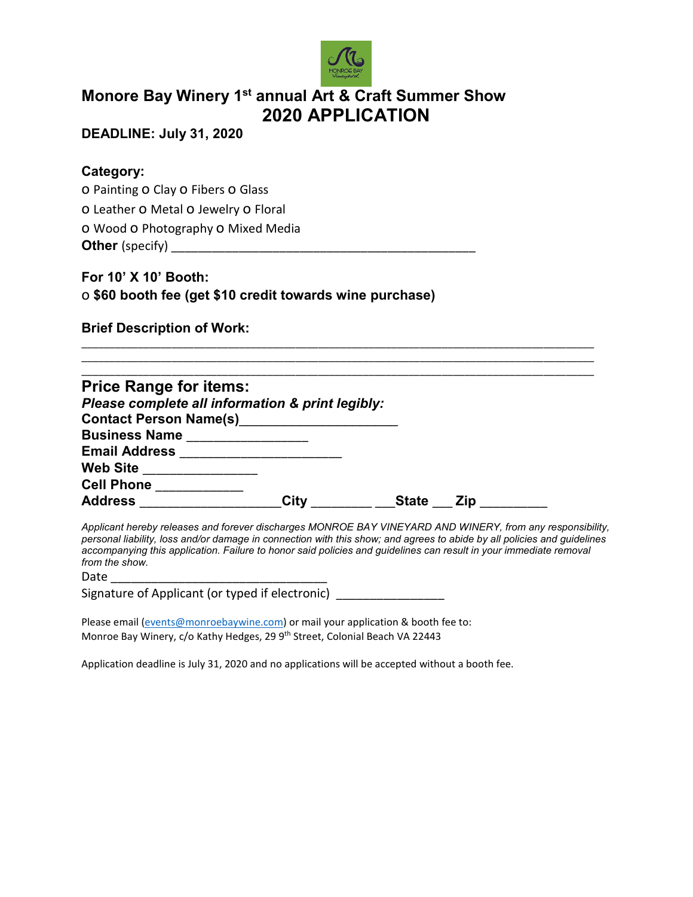# Monore Bay Winery 1st annual Art & Craft Summer Show

## 2020 APPLICATION

**DEADLINE: July 31, 2020**

**Category:**

o Painting o Clay o Fibers o Glass

o Leather o Metal o Jewelry o Floral

o Wood o Photography o Mixed Media

**Other** (specify) ___________________________________________

**For 10' X 10' Booth:**

o **$60 booth fee (get $10 credit towards wine purchase)**

**Brief Description of Work:**

___________________________________________________________________________

___________________________________________________________________________

___________________________________________________________________________

**Price Range for items:**

***Please complete all information & print legibly:***

**Contact Person Name(s)**____________________

**Business Name** _______________

**Email Address** ____________________

**Web Site** _____________

**Cell Phone** ___________

**Address** __________________**City** ________ ___**State** ___ **Zip** ________

*Applicant hereby releases and forever discharges MONROE BAY VINEYARD AND WINERY, from any responsibility, personal liability, loss and/or damage in connection with this show; and agrees to abide by all policies and guidelines accompanying this application. Failure to honor said policies and guidelines can result in your immediate removal from the show.*

Date ______________________________

Signature of Applicant (or typed if electronic) _______________

Please email (events@monroebaywine.com) or mail your application & booth fee to:
Monroe Bay Winery, c/o Kathy Hedges, 29 9th Street, Colonial Beach VA 22443

Application deadline is July 31, 2020 and no applications will be accepted without a booth fee.